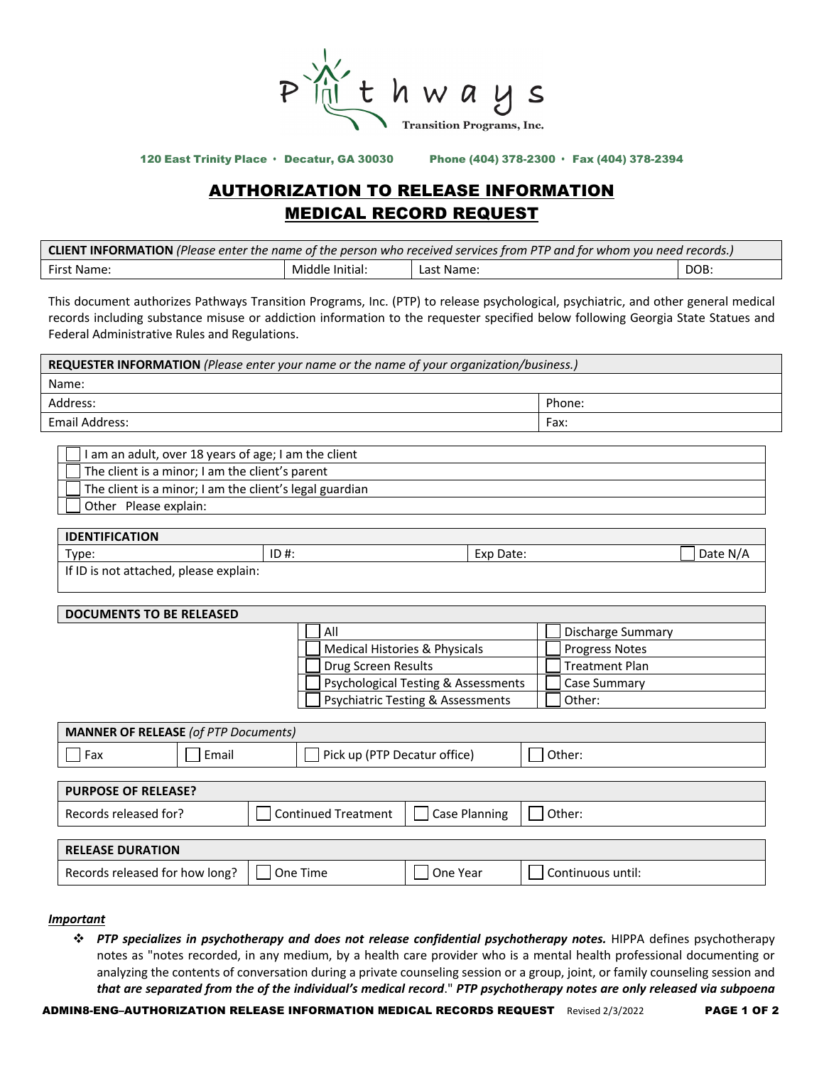Pathways Transition Programs, Inc.

120 East Trinity Place • Decatur, GA 30030 Phone (404) 378-2300 • Fax (404) 378-2394

# AUTHORIZATION TO RELEASE INFORMATION
# MEDICAL RECORD REQUEST

| **CLIENT INFORMATION** *(Please enter the name of the person who received services from PTP and for whom you need records.)* | | | |
|---|---|---|---|
| First Name: | Middle Initial: | Last Name: | DOB: |

This document authorizes Pathways Transition Programs, Inc. (PTP) to release psychological, psychiatric, and other general medical records including substance misuse or addiction information to the requester specified below following Georgia State Statues and Federal Administrative Rules and Regulations.

| **REQUESTER INFORMATION** *(Please enter your name or the name of your organization/business.)* | |
|---|---|
| Name: | |
| Address: | Phone: |
| Email Address: | Fax: |

- ☐ I am an adult, over 18 years of age; I am the client
- ☐ The client is a minor; I am the client's parent
- ☐ The client is a minor; I am the client's legal guardian
- ☐ Other Please explain:

| **IDENTIFICATION** | | | |
|---|---|---|---|
| Type: | ID #: | Exp Date: | ☐ Date N/A |
| If ID is not attached, please explain: | | | |

| **DOCUMENTS TO BE RELEASED** | | |
|---|---|---|
| | ☐ All | ☐ Discharge Summary |
| | ☐ Medical Histories & Physicals | ☐ Progress Notes |
| | ☐ Drug Screen Results | ☐ Treatment Plan |
| | ☐ Psychological Testing & Assessments | ☐ Case Summary |
| | ☐ Psychiatric Testing & Assessments | ☐ Other: |

| **MANNER OF RELEASE** *(of PTP Documents)* | | | |
|---|---|---|---|
| ☐ Fax | ☐ Email | ☐ Pick up (PTP Decatur office) | ☐ Other: |

| **PURPOSE OF RELEASE?** | | | |
|---|---|---|---|
| Records released for? | ☐ Continued Treatment | ☐ Case Planning | ☐ Other: |

| **RELEASE DURATION** | | | |
|---|---|---|---|
| Records released for how long? | ☐ One Time | ☐ One Year | ☐ Continuous until: |

***Important***

- ***PTP specializes in psychotherapy and does not release confidential psychotherapy notes.*** HIPPA defines psychotherapy notes as "notes recorded, in any medium, by a health care provider who is a mental health professional documenting or analyzing the contents of conversation during a private counseling session or a group, joint, or family counseling session and ***that are separated from the of the individual's medical record***." ***PTP psychotherapy notes are only released via subpoena***

ADMIN8-ENG–AUTHORIZATION RELEASE INFORMATION MEDICAL RECORDS REQUEST Revised 2/3/2022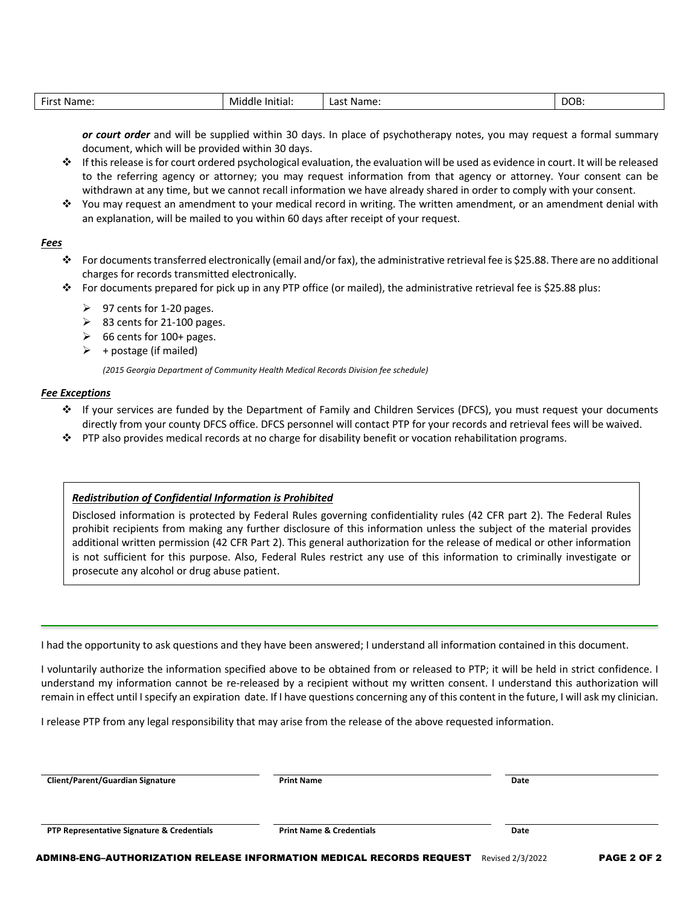| First Name: | Middle Initial: | Last Name: | DOB: |
| --- | --- | --- | --- |

***or court order*** and will be supplied within 30 days. In place of psychotherapy notes, you may request a formal summary document, which will be provided within 30 days.

- If this release is for court ordered psychological evaluation, the evaluation will be used as evidence in court. It will be released to the referring agency or attorney; you may request information from that agency or attorney. Your consent can be withdrawn at any time, but we cannot recall information we have already shared in order to comply with your consent.
- You may request an amendment to your medical record in writing. The written amendment, or an amendment denial with an explanation, will be mailed to you within 60 days after receipt of your request.

***Fees***

- For documents transferred electronically (email and/or fax), the administrative retrieval fee is $25.88. There are no additional charges for records transmitted electronically.
- For documents prepared for pick up in any PTP office (or mailed), the administrative retrieval fee is $25.88 plus:
  - 97 cents for 1-20 pages.
  - 83 cents for 21-100 pages.
  - 66 cents for 100+ pages.
  - + postage (if mailed)

  *(2015 Georgia Department of Community Health Medical Records Division fee schedule)*

***Fee Exceptions***

- If your services are funded by the Department of Family and Children Services (DFCS), you must request your documents directly from your county DFCS office. DFCS personnel will contact PTP for your records and retrieval fees will be waived.
- PTP also provides medical records at no charge for disability benefit or vocation rehabilitation programs.

***Redistribution of Confidential Information is Prohibited***

Disclosed information is protected by Federal Rules governing confidentiality rules (42 CFR part 2). The Federal Rules prohibit recipients from making any further disclosure of this information unless the subject of the material provides additional written permission (42 CFR Part 2). This general authorization for the release of medical or other information is not sufficient for this purpose. Also, Federal Rules restrict any use of this information to criminally investigate or prosecute any alcohol or drug abuse patient.

---

I had the opportunity to ask questions and they have been answered; I understand all information contained in this document.

I voluntarily authorize the information specified above to be obtained from or released to PTP; it will be held in strict confidence. I understand my information cannot be re-released by a recipient without my written consent. I understand this authorization will remain in effect until I specify an expiration date. If I have questions concerning any of this content in the future, I will ask my clinician.

I release PTP from any legal responsibility that may arise from the release of the above requested information.

| | | |
| --- | --- | --- |
| **Client/Parent/Guardian Signature** | **Print Name** | **Date** |
| **PTP Representative Signature & Credentials** | **Print Name & Credentials** | **Date** |

**ADMIN8-ENG–AUTHORIZATION RELEASE INFORMATION MEDICAL RECORDS REQUEST** Revised 2/3/2022